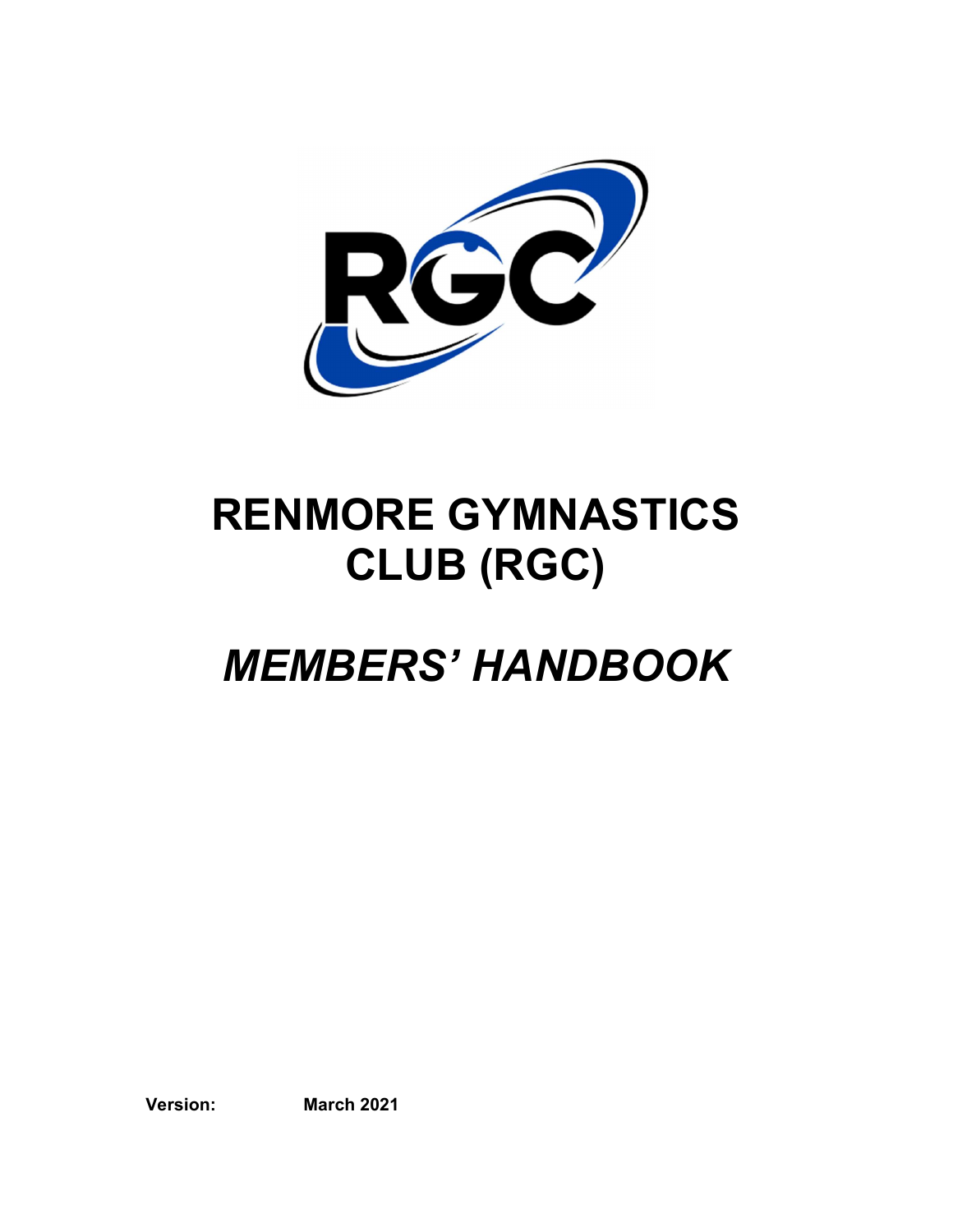# RENMORE GYMNASTICS CLUB (RGC)

# *MEMBERS' HANDBOOK*

**Version:** **March 2021**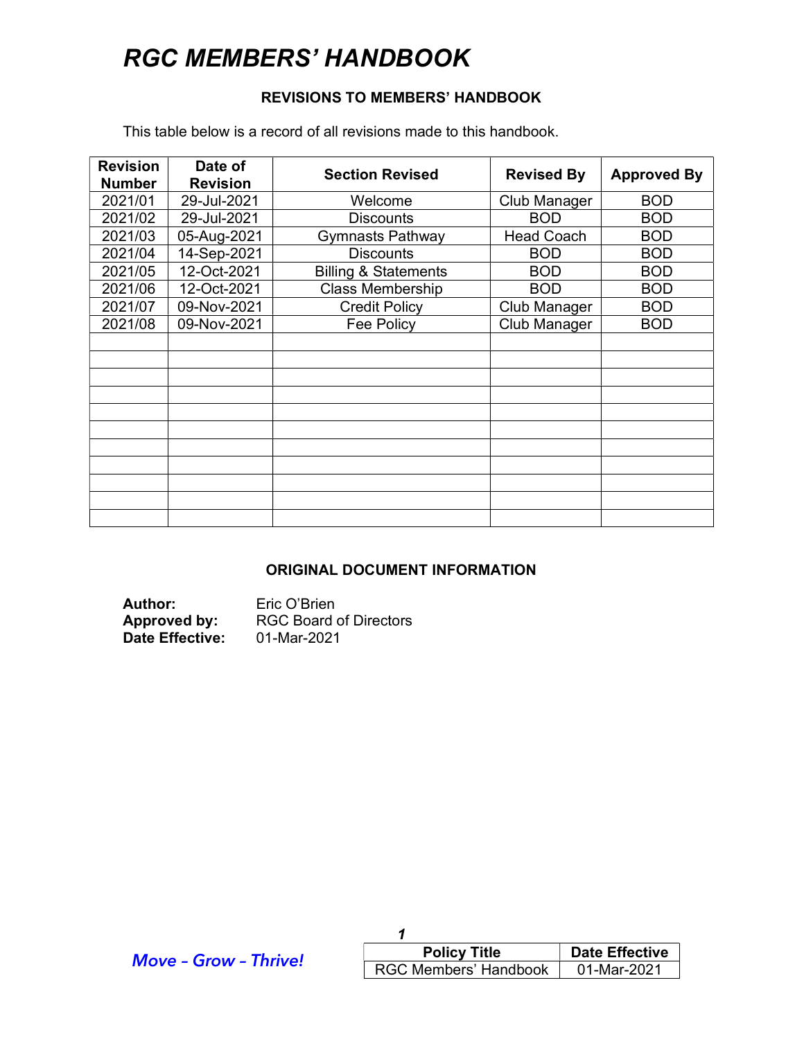# *RGC MEMBERS' HANDBOOK*

**REVISIONS TO MEMBERS' HANDBOOK**

This table below is a record of all revisions made to this handbook.

| Revision Number | Date of Revision | Section Revised | Revised By | Approved By |
|---|---|---|---|---|
| 2021/01 | 29-Jul-2021 | Welcome | Club Manager | BOD |
| 2021/02 | 29-Jul-2021 | Discounts | BOD | BOD |
| 2021/03 | 05-Aug-2021 | Gymnasts Pathway | Head Coach | BOD |
| 2021/04 | 14-Sep-2021 | Discounts | BOD | BOD |
| 2021/05 | 12-Oct-2021 | Billing & Statements | BOD | BOD |
| 2021/06 | 12-Oct-2021 | Class Membership | BOD | BOD |
| 2021/07 | 09-Nov-2021 | Credit Policy | Club Manager | BOD |
| 2021/08 | 09-Nov-2021 | Fee Policy | Club Manager | BOD |
| | | | | |
| | | | | |
| | | | | |
| | | | | |
| | | | | |
| | | | | |
| | | | | |
| | | | | |
| | | | | |
| | | | | |
| | | | | |

**ORIGINAL DOCUMENT INFORMATION**

**Author:** Eric O'Brien
**Approved by:** RGC Board of Directors
**Date Effective:** 01-Mar-2021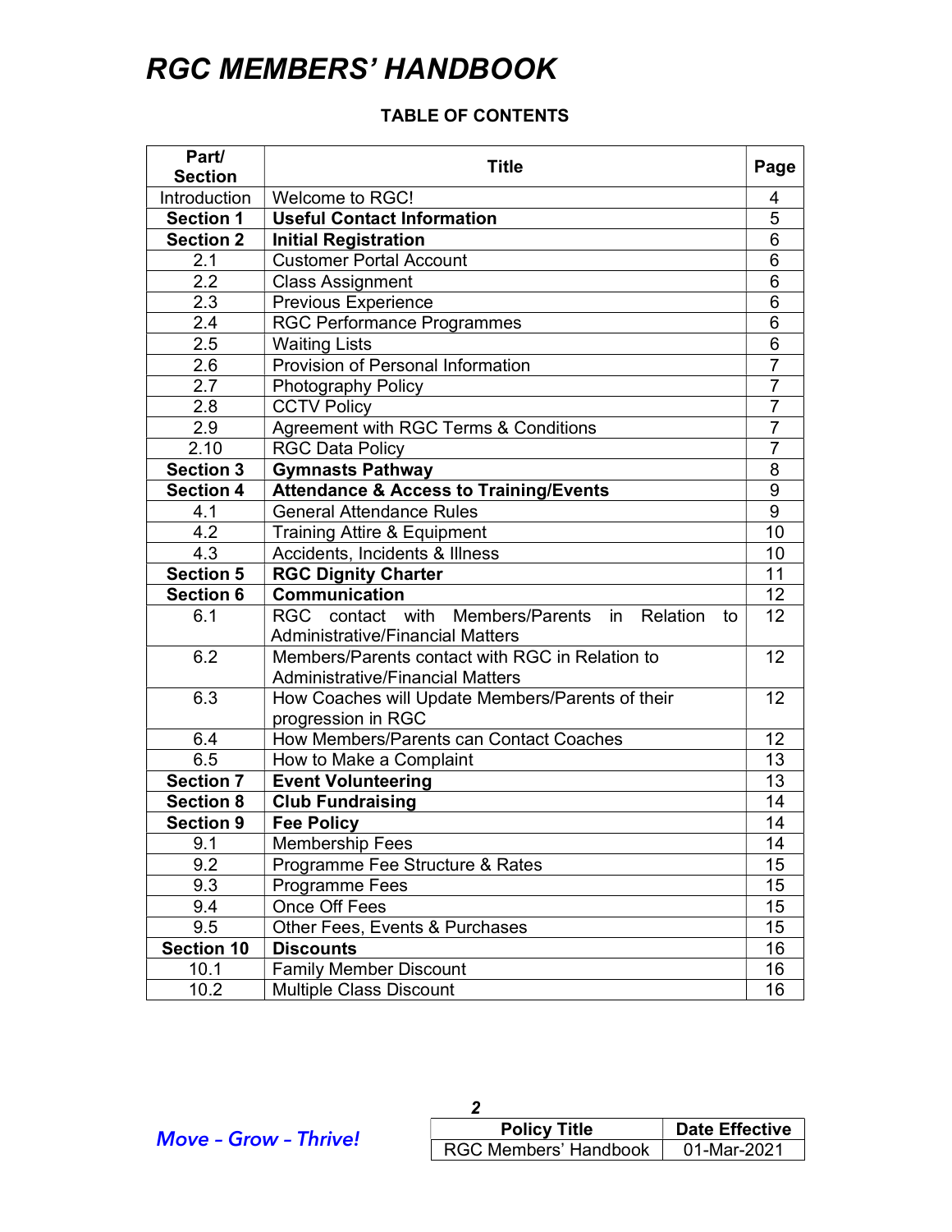# RGC MEMBERS' HANDBOOK

**TABLE OF CONTENTS**

| Part/ Section | Title | Page |
|---|---|---|
| Introduction | Welcome to RGC! | 4 |
| **Section 1** | **Useful Contact Information** | 5 |
| **Section 2** | **Initial Registration** | 6 |
| 2.1 | Customer Portal Account | 6 |
| 2.2 | Class Assignment | 6 |
| 2.3 | Previous Experience | 6 |
| 2.4 | RGC Performance Programmes | 6 |
| 2.5 | Waiting Lists | 6 |
| 2.6 | Provision of Personal Information | 7 |
| 2.7 | Photography Policy | 7 |
| 2.8 | CCTV Policy | 7 |
| 2.9 | Agreement with RGC Terms & Conditions | 7 |
| 2.10 | RGC Data Policy | 7 |
| **Section 3** | **Gymnasts Pathway** | 8 |
| **Section 4** | **Attendance & Access to Training/Events** | 9 |
| 4.1 | General Attendance Rules | 9 |
| 4.2 | Training Attire & Equipment | 10 |
| 4.3 | Accidents, Incidents & Illness | 10 |
| **Section 5** | **RGC Dignity Charter** | 11 |
| **Section 6** | **Communication** | 12 |
| 6.1 | RGC contact with Members/Parents in Relation to Administrative/Financial Matters | 12 |
| 6.2 | Members/Parents contact with RGC in Relation to Administrative/Financial Matters | 12 |
| 6.3 | How Coaches will Update Members/Parents of their progression in RGC | 12 |
| 6.4 | How Members/Parents can Contact Coaches | 12 |
| 6.5 | How to Make a Complaint | 13 |
| **Section 7** | **Event Volunteering** | 13 |
| **Section 8** | **Club Fundraising** | 14 |
| **Section 9** | **Fee Policy** | 14 |
| 9.1 | Membership Fees | 14 |
| 9.2 | Programme Fee Structure & Rates | 15 |
| 9.3 | Programme Fees | 15 |
| 9.4 | Once Off Fees | 15 |
| 9.5 | Other Fees, Events & Purchases | 15 |
| **Section 10** | **Discounts** | 16 |
| 10.1 | Family Member Discount | 16 |
| 10.2 | Multiple Class Discount | 16 |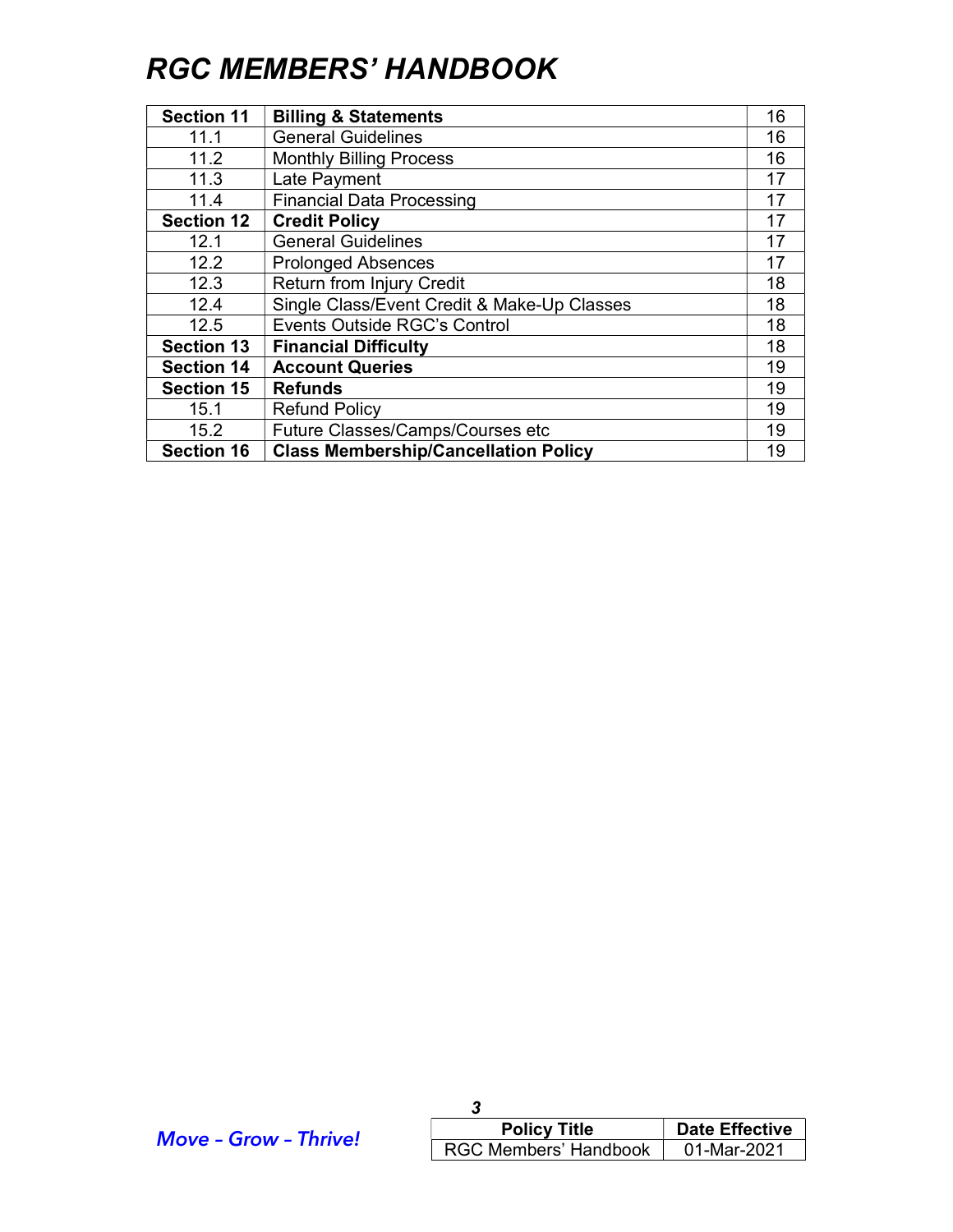# RGC MEMBERS' HANDBOOK

| | | |
|---|---|---|
| **Section 11** | **Billing & Statements** | 16 |
| 11.1 | General Guidelines | 16 |
| 11.2 | Monthly Billing Process | 16 |
| 11.3 | Late Payment | 17 |
| 11.4 | Financial Data Processing | 17 |
| **Section 12** | **Credit Policy** | 17 |
| 12.1 | General Guidelines | 17 |
| 12.2 | Prolonged Absences | 17 |
| 12.3 | Return from Injury Credit | 18 |
| 12.4 | Single Class/Event Credit & Make-Up Classes | 18 |
| 12.5 | Events Outside RGC's Control | 18 |
| **Section 13** | **Financial Difficulty** | 18 |
| **Section 14** | **Account Queries** | 19 |
| **Section 15** | **Refunds** | 19 |
| 15.1 | Refund Policy | 19 |
| 15.2 | Future Classes/Camps/Courses etc | 19 |
| **Section 16** | **Class Membership/Cancellation Policy** | 19 |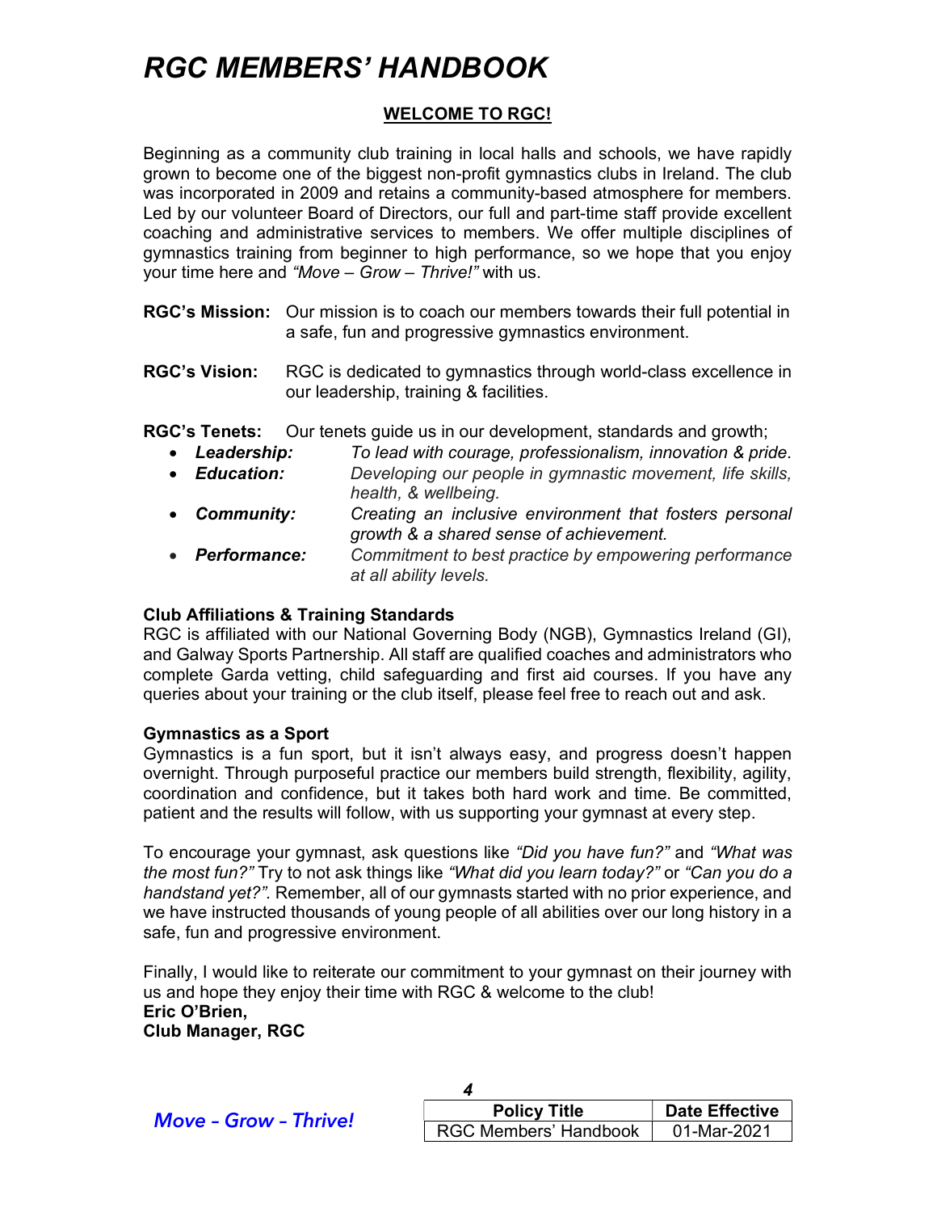# RGC MEMBERS' HANDBOOK

## WELCOME TO RGC!

Beginning as a community club training in local halls and schools, we have rapidly grown to become one of the biggest non-profit gymnastics clubs in Ireland. The club was incorporated in 2009 and retains a community-based atmosphere for members. Led by our volunteer Board of Directors, our full and part-time staff provide excellent coaching and administrative services to members. We offer multiple disciplines of gymnastics training from beginner to high performance, so we hope that you enjoy your time here and *"Move – Grow – Thrive!"* with us.

**RGC's Mission:** Our mission is to coach our members towards their full potential in a safe, fun and progressive gymnastics environment.

**RGC's Vision:** RGC is dedicated to gymnastics through world-class excellence in our leadership, training & facilities.

**RGC's Tenets:** Our tenets guide us in our development, standards and growth;

- ***Leadership:*** *To lead with courage, professionalism, innovation & pride.*
- ***Education:*** *Developing our people in gymnastic movement, life skills, health, & wellbeing.*
- ***Community:*** *Creating an inclusive environment that fosters personal growth & a shared sense of achievement.*
- ***Performance:*** *Commitment to best practice by empowering performance at all ability levels.*

### Club Affiliations & Training Standards

RGC is affiliated with our National Governing Body (NGB), Gymnastics Ireland (GI), and Galway Sports Partnership. All staff are qualified coaches and administrators who complete Garda vetting, child safeguarding and first aid courses. If you have any queries about your training or the club itself, please feel free to reach out and ask.

### Gymnastics as a Sport

Gymnastics is a fun sport, but it isn't always easy, and progress doesn't happen overnight. Through purposeful practice our members build strength, flexibility, agility, coordination and confidence, but it takes both hard work and time. Be committed, patient and the results will follow, with us supporting your gymnast at every step.

To encourage your gymnast, ask questions like *"Did you have fun?"* and *"What was the most fun?"* Try to not ask things like *"What did you learn today?"* or *"Can you do a handstand yet?"*. Remember, all of our gymnasts started with no prior experience, and we have instructed thousands of young people of all abilities over our long history in a safe, fun and progressive environment.

Finally, I would like to reiterate our commitment to your gymnast on their journey with us and hope they enjoy their time with RGC & welcome to the club!

**Eric O'Brien,**
**Club Manager, RGC**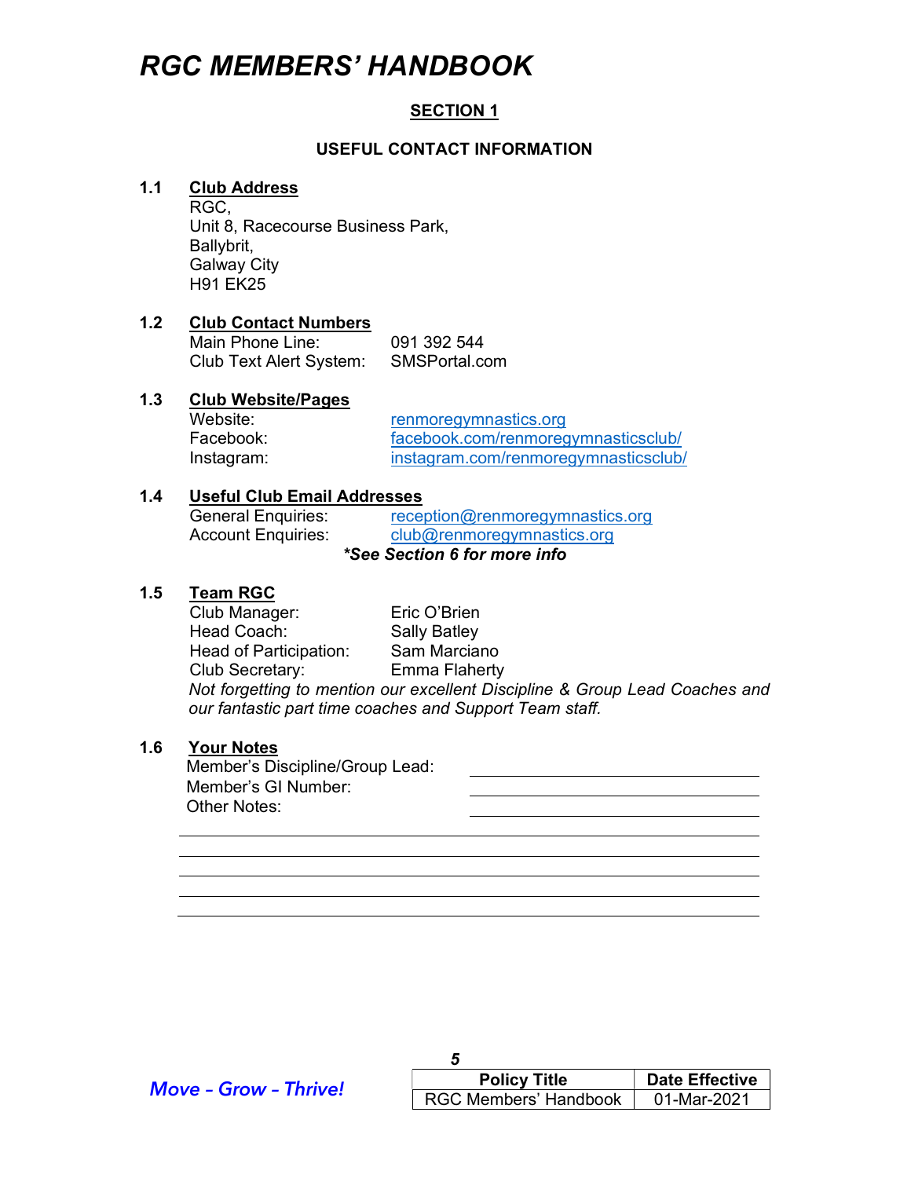# RGC MEMBERS' HANDBOOK

## SECTION 1

### USEFUL CONTACT INFORMATION

**1.1 Club Address**

RGC,
Unit 8, Racecourse Business Park,
Ballybrit,
Galway City
H91 EK25

**1.2 Club Contact Numbers**

| | |
|---|---|
| Main Phone Line: | 091 392 544 |
| Club Text Alert System: | SMSPortal.com |

**1.3 Club Website/Pages**

| | |
|---|---|
| Website: | renmoregymnastics.org |
| Facebook: | facebook.com/renmoregymnasticsclub/ |
| Instagram: | instagram.com/renmoregymnasticsclub/ |

**1.4 Useful Club Email Addresses**

| | |
|---|---|
| General Enquiries: | reception@renmoregymnastics.org |
| Account Enquiries: | club@renmoregymnastics.org |

***See Section 6 for more info***

**1.5 Team RGC**

| | |
|---|---|
| Club Manager: | Eric O'Brien |
| Head Coach: | Sally Batley |
| Head of Participation: | Sam Marciano |
| Club Secretary: | Emma Flaherty |

*Not forgetting to mention our excellent Discipline & Group Lead Coaches and our fantastic part time coaches and Support Team staff.*

**1.6 Your Notes**

Member's Discipline/Group Lead: ______________________

Member's GI Number: ______________________

Other Notes: ______________________

______________________________________________

______________________________________________

______________________________________________

______________________________________________

______________________________________________

*Move – Grow – Thrive!*

| Policy Title | Date Effective |
|---|---|
| RGC Members' Handbook | 01-Mar-2021 |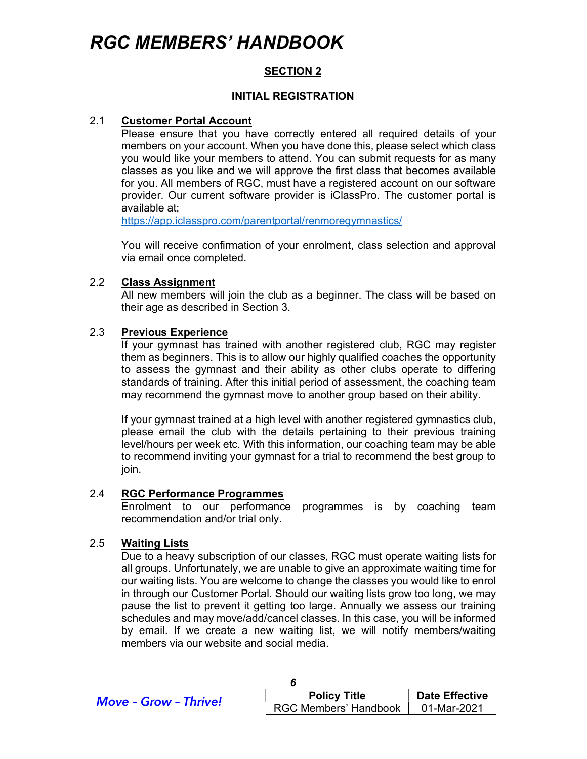## SECTION 2

### INITIAL REGISTRATION

**2.1 Customer Portal Account**

Please ensure that you have correctly entered all required details of your members on your account. When you have done this, please select which class you would like your members to attend. You can submit requests for as many classes as you like and we will approve the first class that becomes available for you. All members of RGC, must have a registered account on our software provider. Our current software provider is iClassPro. The customer portal is available at;
https://app.iclasspro.com/parentportal/renmoregymnastics/

You will receive confirmation of your enrolment, class selection and approval via email once completed.

**2.2 Class Assignment**

All new members will join the club as a beginner. The class will be based on their age as described in Section 3.

**2.3 Previous Experience**

If your gymnast has trained with another registered club, RGC may register them as beginners. This is to allow our highly qualified coaches the opportunity to assess the gymnast and their ability as other clubs operate to differing standards of training. After this initial period of assessment, the coaching team may recommend the gymnast move to another group based on their ability.

If your gymnast trained at a high level with another registered gymnastics club, please email the club with the details pertaining to their previous training level/hours per week etc. With this information, our coaching team may be able to recommend inviting your gymnast for a trial to recommend the best group to join.

**2.4 RGC Performance Programmes**

Enrolment to our performance programmes is by coaching team recommendation and/or trial only.

**2.5 Waiting Lists**

Due to a heavy subscription of our classes, RGC must operate waiting lists for all groups. Unfortunately, we are unable to give an approximate waiting time for our waiting lists. You are welcome to change the classes you would like to enrol in through our Customer Portal. Should our waiting lists grow too long, we may pause the list to prevent it getting too large. Annually we assess our training schedules and may move/add/cancel classes. In this case, you will be informed by email. If we create a new waiting list, we will notify members/waiting members via our website and social media.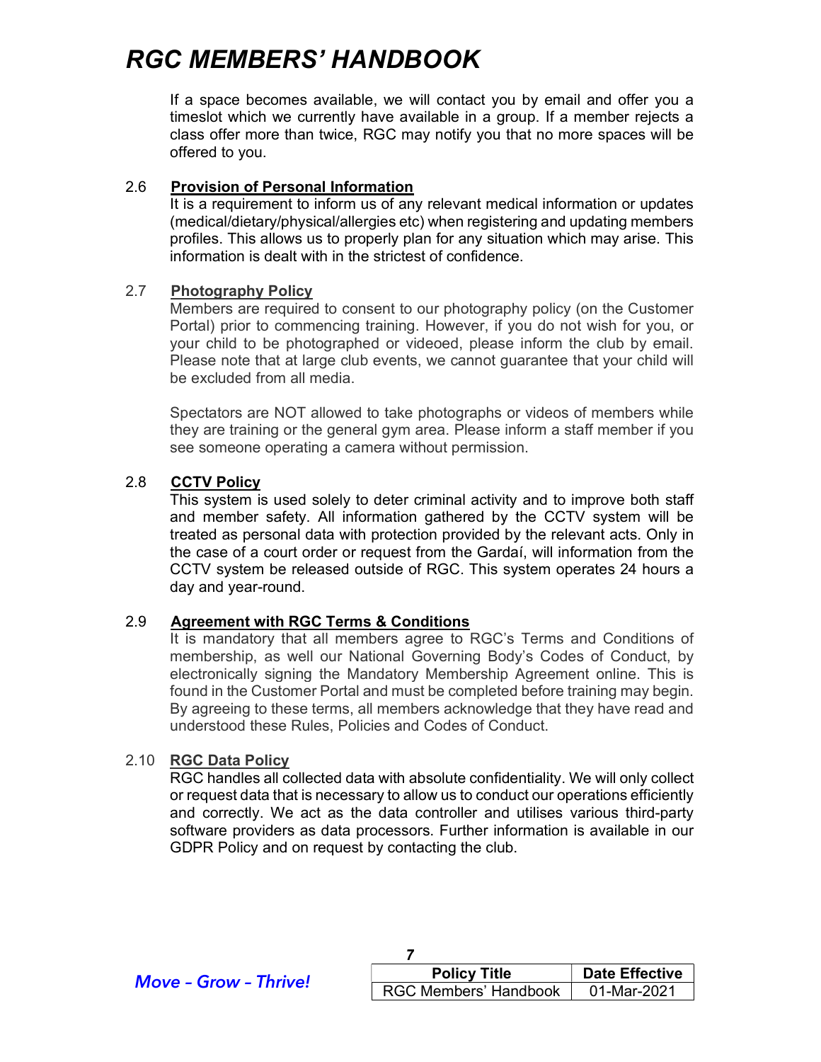If a space becomes available, we will contact you by email and offer you a timeslot which we currently have available in a group. If a member rejects a class offer more than twice, RGC may notify you that no more spaces will be offered to you.

### 2.6 Provision of Personal Information

It is a requirement to inform us of any relevant medical information or updates (medical/dietary/physical/allergies etc) when registering and updating members profiles. This allows us to properly plan for any situation which may arise. This information is dealt with in the strictest of confidence.

### 2.7 Photography Policy

Members are required to consent to our photography policy (on the Customer Portal) prior to commencing training. However, if you do not wish for you, or your child to be photographed or videoed, please inform the club by email. Please note that at large club events, we cannot guarantee that your child will be excluded from all media.

Spectators are NOT allowed to take photographs or videos of members while they are training or the general gym area. Please inform a staff member if you see someone operating a camera without permission.

### 2.8 CCTV Policy

This system is used solely to deter criminal activity and to improve both staff and member safety. All information gathered by the CCTV system will be treated as personal data with protection provided by the relevant acts. Only in the case of a court order or request from the Gardaí, will information from the CCTV system be released outside of RGC. This system operates 24 hours a day and year-round.

### 2.9 Agreement with RGC Terms & Conditions

It is mandatory that all members agree to RGC's Terms and Conditions of membership, as well our National Governing Body's Codes of Conduct, by electronically signing the Mandatory Membership Agreement online. This is found in the Customer Portal and must be completed before training may begin. By agreeing to these terms, all members acknowledge that they have read and understood these Rules, Policies and Codes of Conduct.

### 2.10 RGC Data Policy

RGC handles all collected data with absolute confidentiality. We will only collect or request data that is necessary to allow us to conduct our operations efficiently and correctly. We act as the data controller and utilises various third-party software providers as data processors. Further information is available in our GDPR Policy and on request by contacting the club.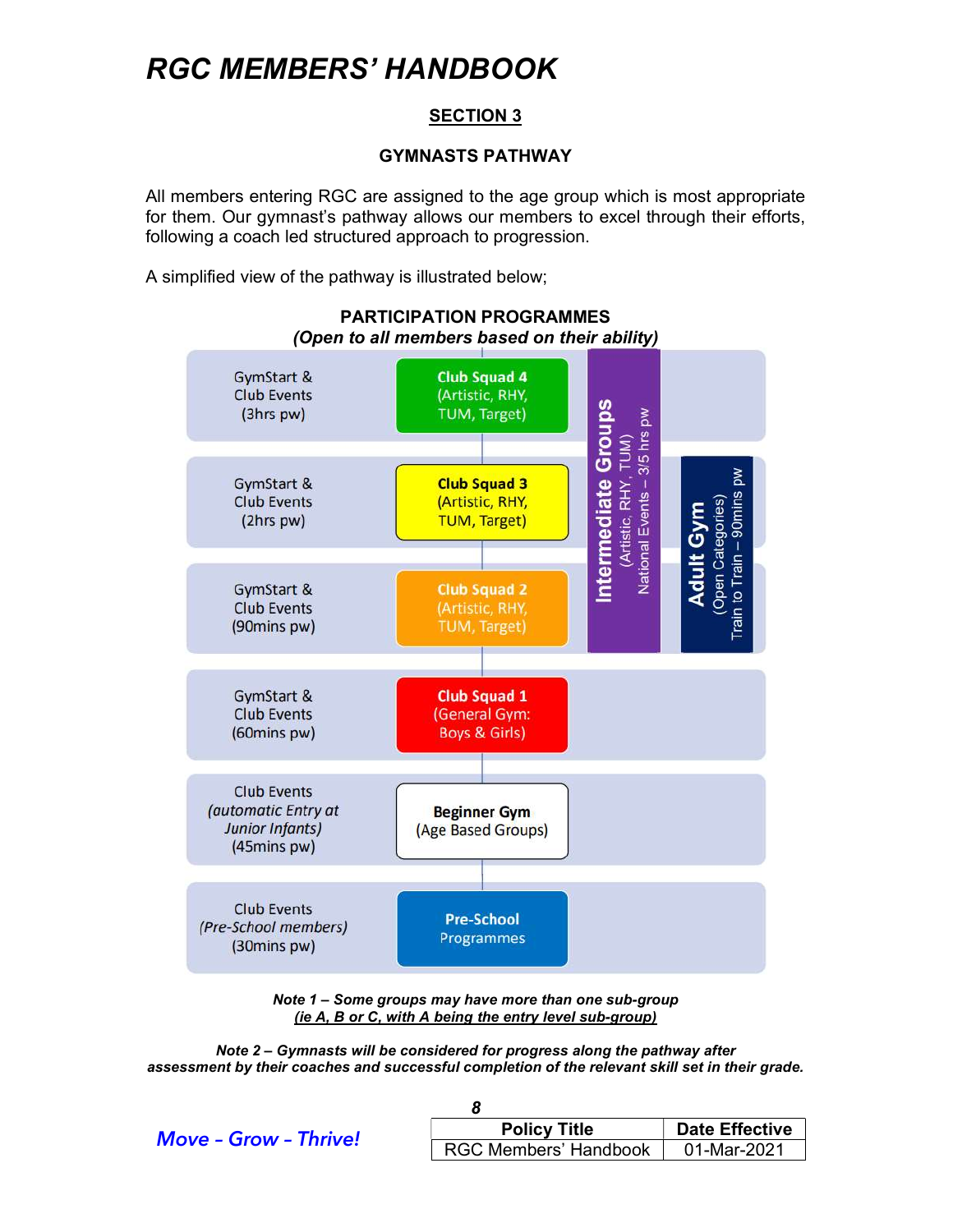# RGC MEMBERS' HANDBOOK

## SECTION 3

### GYMNASTS PATHWAY

All members entering RGC are assigned to the age group which is most appropriate for them. Our gymnast's pathway allows our members to excel through their efforts, following a coach led structured approach to progression.

A simplified view of the pathway is illustrated below;

**PARTICIPATION PROGRAMMES**
***(Open to all members based on their ability)***

| Club Events / Hours | Programme |
|---|---|
| GymStart & Club Events (3hrs pw) | **Club Squad 4** (Artistic, RHY, TUM, Target) |
| GymStart & Club Events (2hrs pw) | **Club Squad 3** (Artistic, RHY, TUM, Target) |
| GymStart & Club Events (90mins pw) | **Club Squad 2** (Artistic, RHY, TUM, Target) |
| GymStart & Club Events (60mins pw) | **Club Squad 1** (General Gym: Boys & Girls) |
| Club Events *(automatic Entry at Junior Infants)* (45mins pw) | **Beginner Gym** (Age Based Groups) |
| Club Events *(Pre-School members)* (30mins pw) | **Pre-School** Programmes |

**Intermediate Groups** (Artistic, RHY, TUM) National Events – 3/5 hrs pw

**Adult Gym** (Open Categories) Train to Train – 90mins pw

***Note 1 – Some groups may have more than one sub-group (ie A, B or C, with A being the entry level sub-group)***

***Note 2 – Gymnasts will be considered for progress along the pathway after assessment by their coaches and successful completion of the relevant skill set in their grade.***

*Move - Grow - Thrive!*

| Policy Title | Date Effective |
|---|---|
| RGC Members' Handbook | 01-Mar-2021 |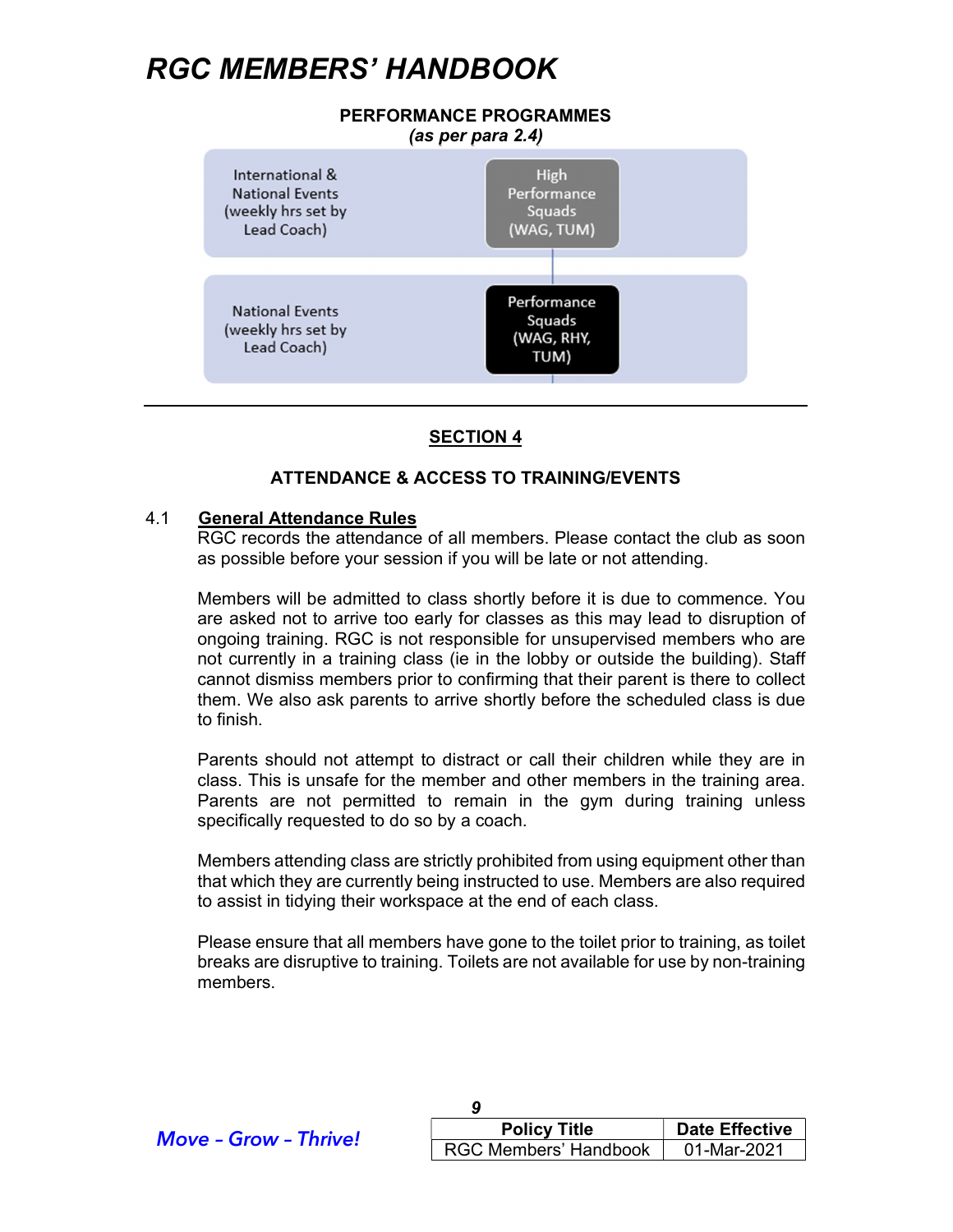**PERFORMANCE PROGRAMMES**
***(as per para 2.4)***

| | |
|---|---|
| International & National Events (weekly hrs set by Lead Coach) | High Performance Squads (WAG, TUM) |
| National Events (weekly hrs set by Lead Coach) | Performance Squads (WAG, RHY, TUM) |

---

## SECTION 4

### ATTENDANCE & ACCESS TO TRAINING/EVENTS

4.1 **General Attendance Rules**

RGC records the attendance of all members. Please contact the club as soon as possible before your session if you will be late or not attending.

Members will be admitted to class shortly before it is due to commence. You are asked not to arrive too early for classes as this may lead to disruption of ongoing training. RGC is not responsible for unsupervised members who are not currently in a training class (ie in the lobby or outside the building). Staff cannot dismiss members prior to confirming that their parent is there to collect them. We also ask parents to arrive shortly before the scheduled class is due to finish.

Parents should not attempt to distract or call their children while they are in class. This is unsafe for the member and other members in the training area. Parents are not permitted to remain in the gym during training unless specifically requested to do so by a coach.

Members attending class are strictly prohibited from using equipment other than that which they are currently being instructed to use. Members are also required to assist in tidying their workspace at the end of each class.

Please ensure that all members have gone to the toilet prior to training, as toilet breaks are disruptive to training. Toilets are not available for use by non-training members.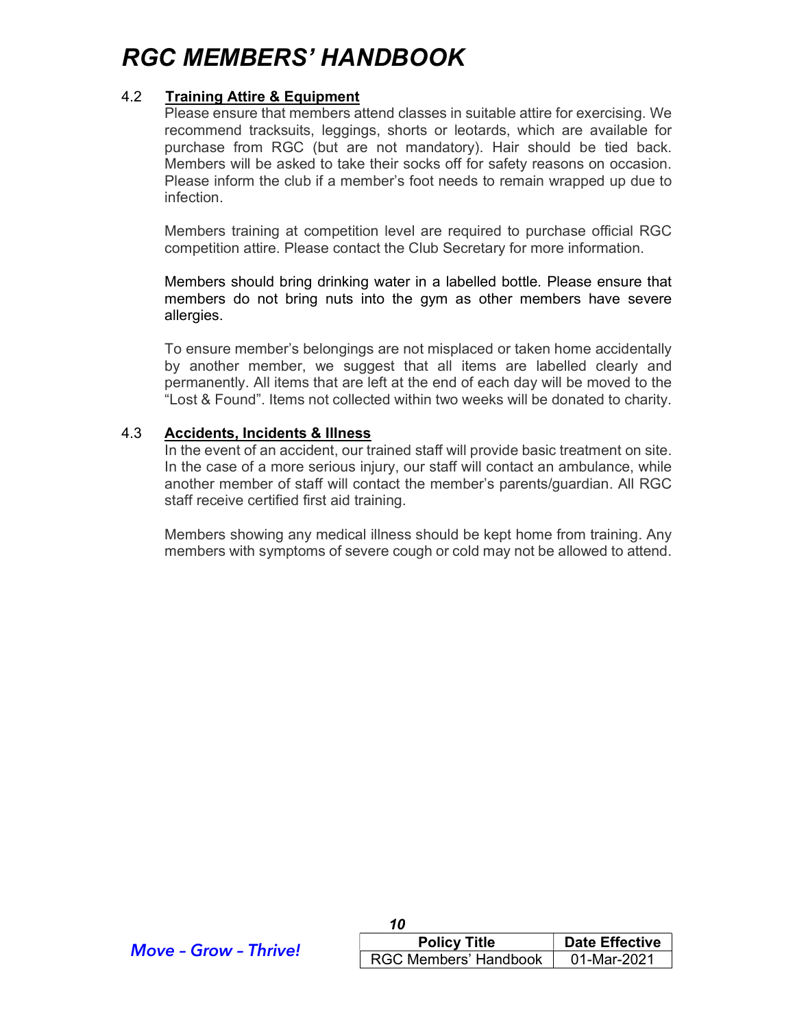### 4.2 Training Attire & Equipment

Please ensure that members attend classes in suitable attire for exercising. We recommend tracksuits, leggings, shorts or leotards, which are available for purchase from RGC (but are not mandatory). Hair should be tied back. Members will be asked to take their socks off for safety reasons on occasion. Please inform the club if a member's foot needs to remain wrapped up due to infection.

Members training at competition level are required to purchase official RGC competition attire. Please contact the Club Secretary for more information.

Members should bring drinking water in a labelled bottle. Please ensure that members do not bring nuts into the gym as other members have severe allergies.

To ensure member's belongings are not misplaced or taken home accidentally by another member, we suggest that all items are labelled clearly and permanently. All items that are left at the end of each day will be moved to the "Lost & Found". Items not collected within two weeks will be donated to charity.

### 4.3 Accidents, Incidents & Illness

In the event of an accident, our trained staff will provide basic treatment on site. In the case of a more serious injury, our staff will contact an ambulance, while another member of staff will contact the member's parents/guardian. All RGC staff receive certified first aid training.

Members showing any medical illness should be kept home from training. Any members with symptoms of severe cough or cold may not be allowed to attend.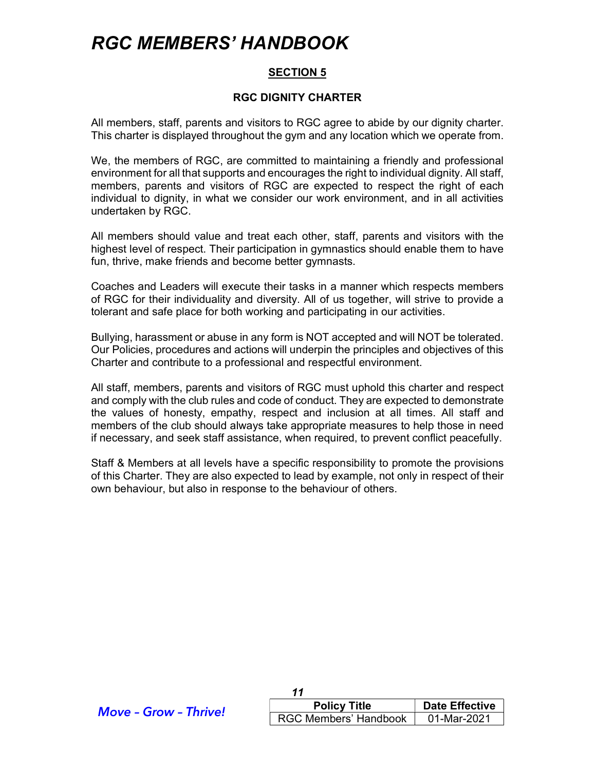## SECTION 5

### RGC DIGNITY CHARTER

All members, staff, parents and visitors to RGC agree to abide by our dignity charter. This charter is displayed throughout the gym and any location which we operate from.

We, the members of RGC, are committed to maintaining a friendly and professional environment for all that supports and encourages the right to individual dignity. All staff, members, parents and visitors of RGC are expected to respect the right of each individual to dignity, in what we consider our work environment, and in all activities undertaken by RGC.

All members should value and treat each other, staff, parents and visitors with the highest level of respect. Their participation in gymnastics should enable them to have fun, thrive, make friends and become better gymnasts.

Coaches and Leaders will execute their tasks in a manner which respects members of RGC for their individuality and diversity. All of us together, will strive to provide a tolerant and safe place for both working and participating in our activities.

Bullying, harassment or abuse in any form is NOT accepted and will NOT be tolerated. Our Policies, procedures and actions will underpin the principles and objectives of this Charter and contribute to a professional and respectful environment.

All staff, members, parents and visitors of RGC must uphold this charter and respect and comply with the club rules and code of conduct. They are expected to demonstrate the values of honesty, empathy, respect and inclusion at all times. All staff and members of the club should always take appropriate measures to help those in need if necessary, and seek staff assistance, when required, to prevent conflict peacefully.

Staff & Members at all levels have a specific responsibility to promote the provisions of this Charter. They are also expected to lead by example, not only in respect of their own behaviour, but also in response to the behaviour of others.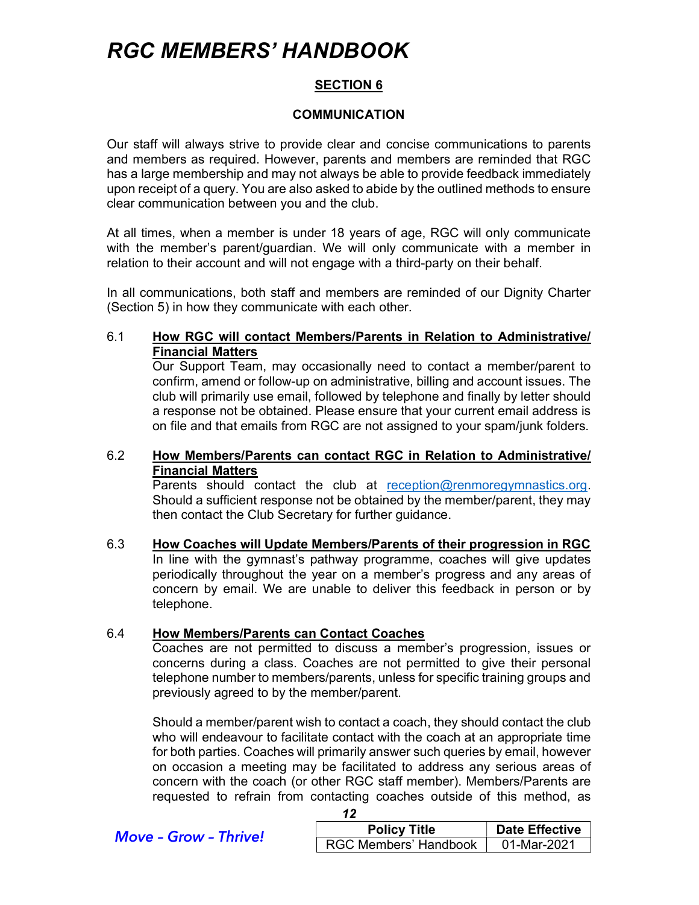## SECTION 6

### COMMUNICATION

Our staff will always strive to provide clear and concise communications to parents and members as required. However, parents and members are reminded that RGC has a large membership and may not always be able to provide feedback immediately upon receipt of a query. You are also asked to abide by the outlined methods to ensure clear communication between you and the club.

At all times, when a member is under 18 years of age, RGC will only communicate with the member's parent/guardian. We will only communicate with a member in relation to their account and will not engage with a third-party on their behalf.

In all communications, both staff and members are reminded of our Dignity Charter (Section 5) in how they communicate with each other.

6.1 **How RGC will contact Members/Parents in Relation to Administrative/ Financial Matters**

Our Support Team, may occasionally need to contact a member/parent to confirm, amend or follow-up on administrative, billing and account issues. The club will primarily use email, followed by telephone and finally by letter should a response not be obtained. Please ensure that your current email address is on file and that emails from RGC are not assigned to your spam/junk folders.

6.2 **How Members/Parents can contact RGC in Relation to Administrative/ Financial Matters**

Parents should contact the club at reception@renmoregymnastics.org. Should a sufficient response not be obtained by the member/parent, they may then contact the Club Secretary for further guidance.

6.3 **How Coaches will Update Members/Parents of their progression in RGC**

In line with the gymnast's pathway programme, coaches will give updates periodically throughout the year on a member's progress and any areas of concern by email. We are unable to deliver this feedback in person or by telephone.

6.4 **How Members/Parents can Contact Coaches**

Coaches are not permitted to discuss a member's progression, issues or concerns during a class. Coaches are not permitted to give their personal telephone number to members/parents, unless for specific training groups and previously agreed to by the member/parent.

Should a member/parent wish to contact a coach, they should contact the club who will endeavour to facilitate contact with the coach at an appropriate time for both parties. Coaches will primarily answer such queries by email, however on occasion a meeting may be facilitated to address any serious areas of concern with the coach (or other RGC staff member). Members/Parents are requested to refrain from contacting coaches outside of this method, as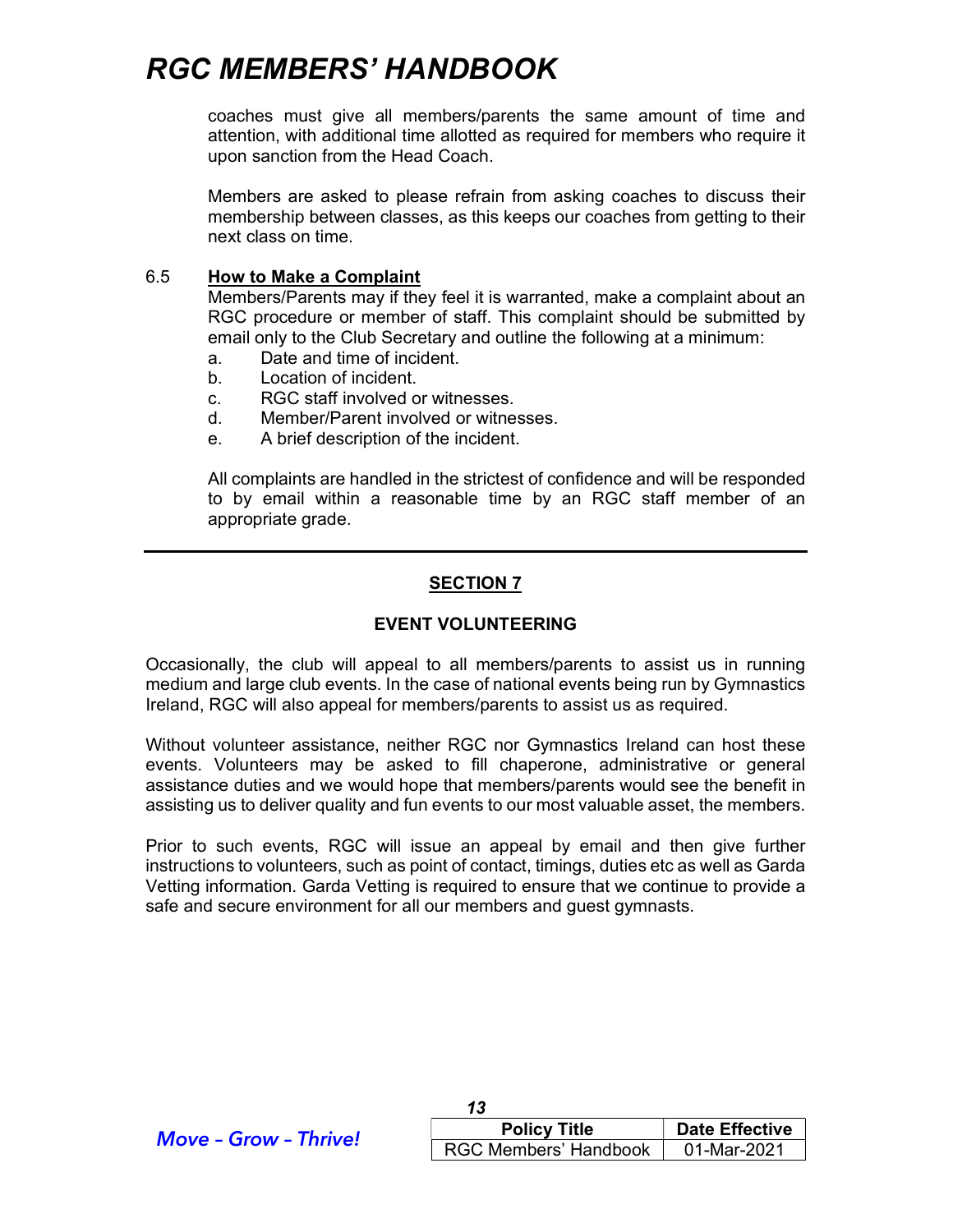coaches must give all members/parents the same amount of time and attention, with additional time allotted as required for members who require it upon sanction from the Head Coach.

Members are asked to please refrain from asking coaches to discuss their membership between classes, as this keeps our coaches from getting to their next class on time.

### 6.5 How to Make a Complaint

Members/Parents may if they feel it is warranted, make a complaint about an RGC procedure or member of staff. This complaint should be submitted by email only to the Club Secretary and outline the following at a minimum:

a. Date and time of incident.
b. Location of incident.
c. RGC staff involved or witnesses.
d. Member/Parent involved or witnesses.
e. A brief description of the incident.

All complaints are handled in the strictest of confidence and will be responded to by email within a reasonable time by an RGC staff member of an appropriate grade.

---

## SECTION 7

## EVENT VOLUNTEERING

Occasionally, the club will appeal to all members/parents to assist us in running medium and large club events. In the case of national events being run by Gymnastics Ireland, RGC will also appeal for members/parents to assist us as required.

Without volunteer assistance, neither RGC nor Gymnastics Ireland can host these events. Volunteers may be asked to fill chaperone, administrative or general assistance duties and we would hope that members/parents would see the benefit in assisting us to deliver quality and fun events to our most valuable asset, the members.

Prior to such events, RGC will issue an appeal by email and then give further instructions to volunteers, such as point of contact, timings, duties etc as well as Garda Vetting information. Garda Vetting is required to ensure that we continue to provide a safe and secure environment for all our members and guest gymnasts.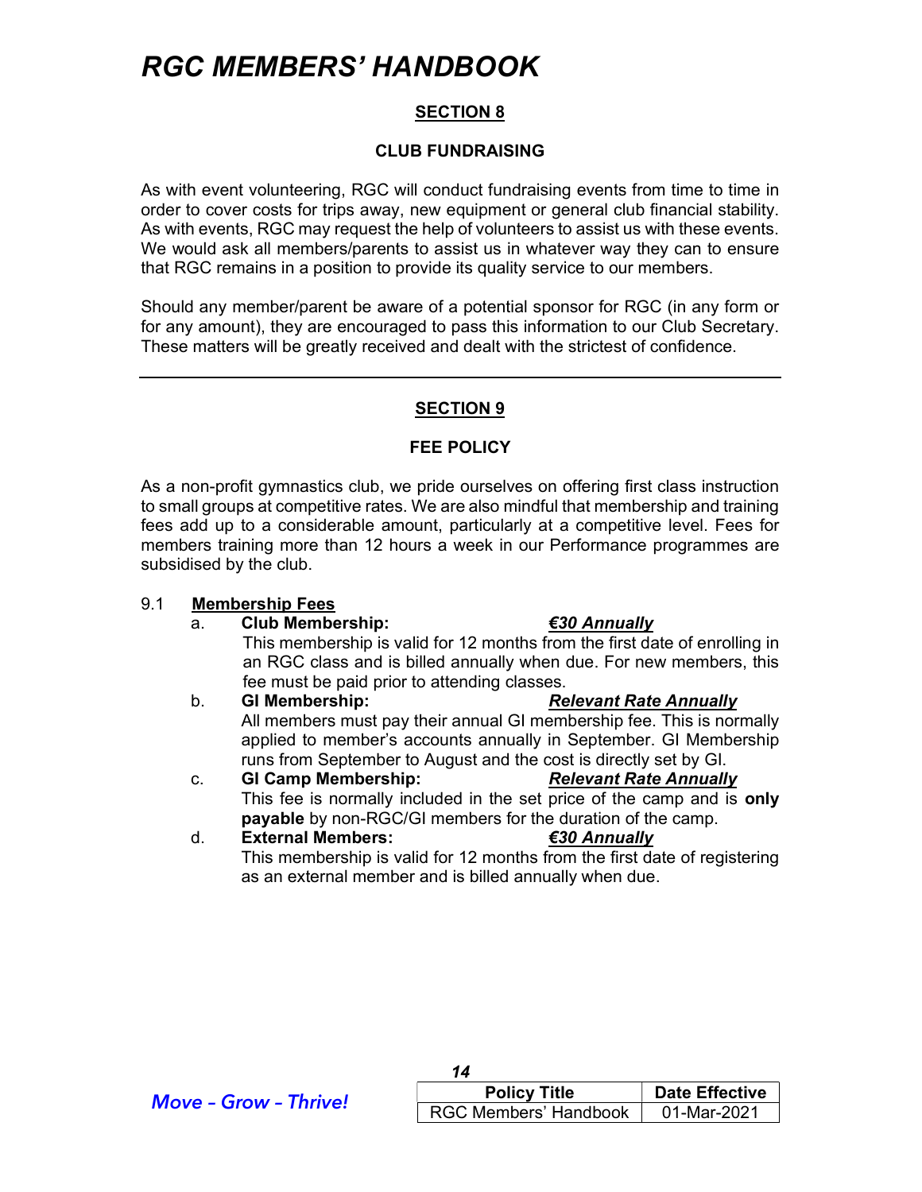## SECTION 8

### CLUB FUNDRAISING

As with event volunteering, RGC will conduct fundraising events from time to time in order to cover costs for trips away, new equipment or general club financial stability. As with events, RGC may request the help of volunteers to assist us with these events. We would ask all members/parents to assist us in whatever way they can to ensure that RGC remains in a position to provide its quality service to our members.

Should any member/parent be aware of a potential sponsor for RGC (in any form or for any amount), they are encouraged to pass this information to our Club Secretary. These matters will be greatly received and dealt with the strictest of confidence.

---

## SECTION 9

### FEE POLICY

As a non-profit gymnastics club, we pride ourselves on offering first class instruction to small groups at competitive rates. We are also mindful that membership and training fees add up to a considerable amount, particularly at a competitive level. Fees for members training more than 12 hours a week in our Performance programmes are subsidised by the club.

9.1 **Membership Fees**

a. **Club Membership:** ***€30 Annually***
This membership is valid for 12 months from the first date of enrolling in an RGC class and is billed annually when due. For new members, this fee must be paid prior to attending classes.

b. **GI Membership:** ***Relevant Rate Annually***
All members must pay their annual GI membership fee. This is normally applied to member's accounts annually in September. GI Membership runs from September to August and the cost is directly set by GI.

c. **GI Camp Membership:** ***Relevant Rate Annually***
This fee is normally included in the set price of the camp and is **only payable** by non-RGC/GI members for the duration of the camp.

d. **External Members:** ***€30 Annually***
This membership is valid for 12 months from the first date of registering as an external member and is billed annually when due.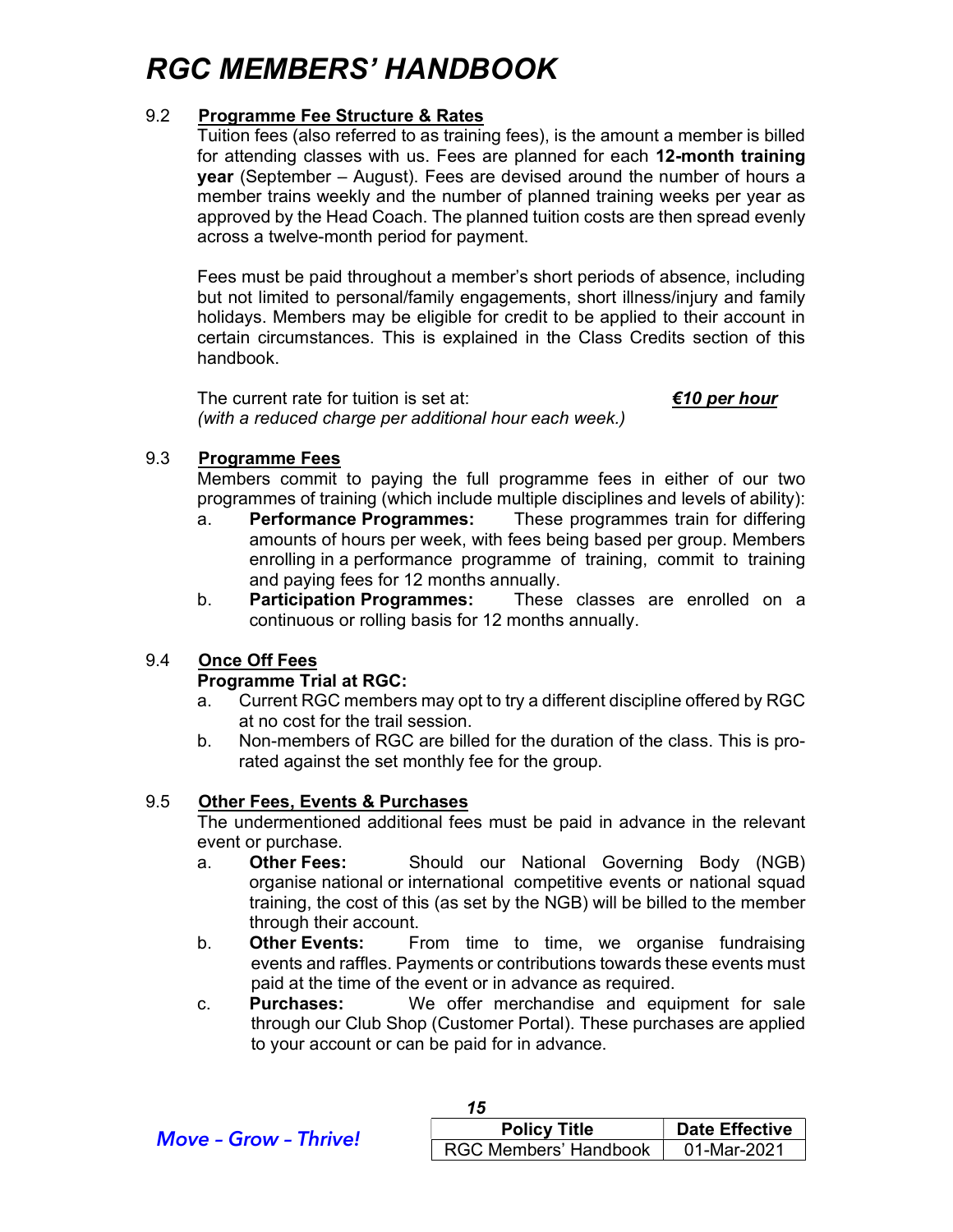## 9.2 Programme Fee Structure & Rates

Tuition fees (also referred to as training fees), is the amount a member is billed for attending classes with us. Fees are planned for each **12-month training year** (September – August). Fees are devised around the number of hours a member trains weekly and the number of planned training weeks per year as approved by the Head Coach. The planned tuition costs are then spread evenly across a twelve-month period for payment.

Fees must be paid throughout a member's short periods of absence, including but not limited to personal/family engagements, short illness/injury and family holidays. Members may be eligible for credit to be applied to their account in certain circumstances. This is explained in the Class Credits section of this handbook.

The current rate for tuition is set at: ***€10 per hour***
*(with a reduced charge per additional hour each week.)*

## 9.3 Programme Fees

Members commit to paying the full programme fees in either of our two programmes of training (which include multiple disciplines and levels of ability):

a. **Performance Programmes:** These programmes train for differing amounts of hours per week, with fees being based per group. Members enrolling in a performance programme of training, commit to training and paying fees for 12 months annually.
b. **Participation Programmes:** These classes are enrolled on a continuous or rolling basis for 12 months annually.

## 9.4 Once Off Fees

**Programme Trial at RGC:**

a. Current RGC members may opt to try a different discipline offered by RGC at no cost for the trail session.
b. Non-members of RGC are billed for the duration of the class. This is pro-rated against the set monthly fee for the group.

## 9.5 Other Fees, Events & Purchases

The undermentioned additional fees must be paid in advance in the relevant event or purchase.

a. **Other Fees:** Should our National Governing Body (NGB) organise national or international competitive events or national squad training, the cost of this (as set by the NGB) will be billed to the member through their account.
b. **Other Events:** From time to time, we organise fundraising events and raffles. Payments or contributions towards these events must paid at the time of the event or in advance as required.
c. **Purchases:** We offer merchandise and equipment for sale through our Club Shop (Customer Portal). These purchases are applied to your account or can be paid for in advance.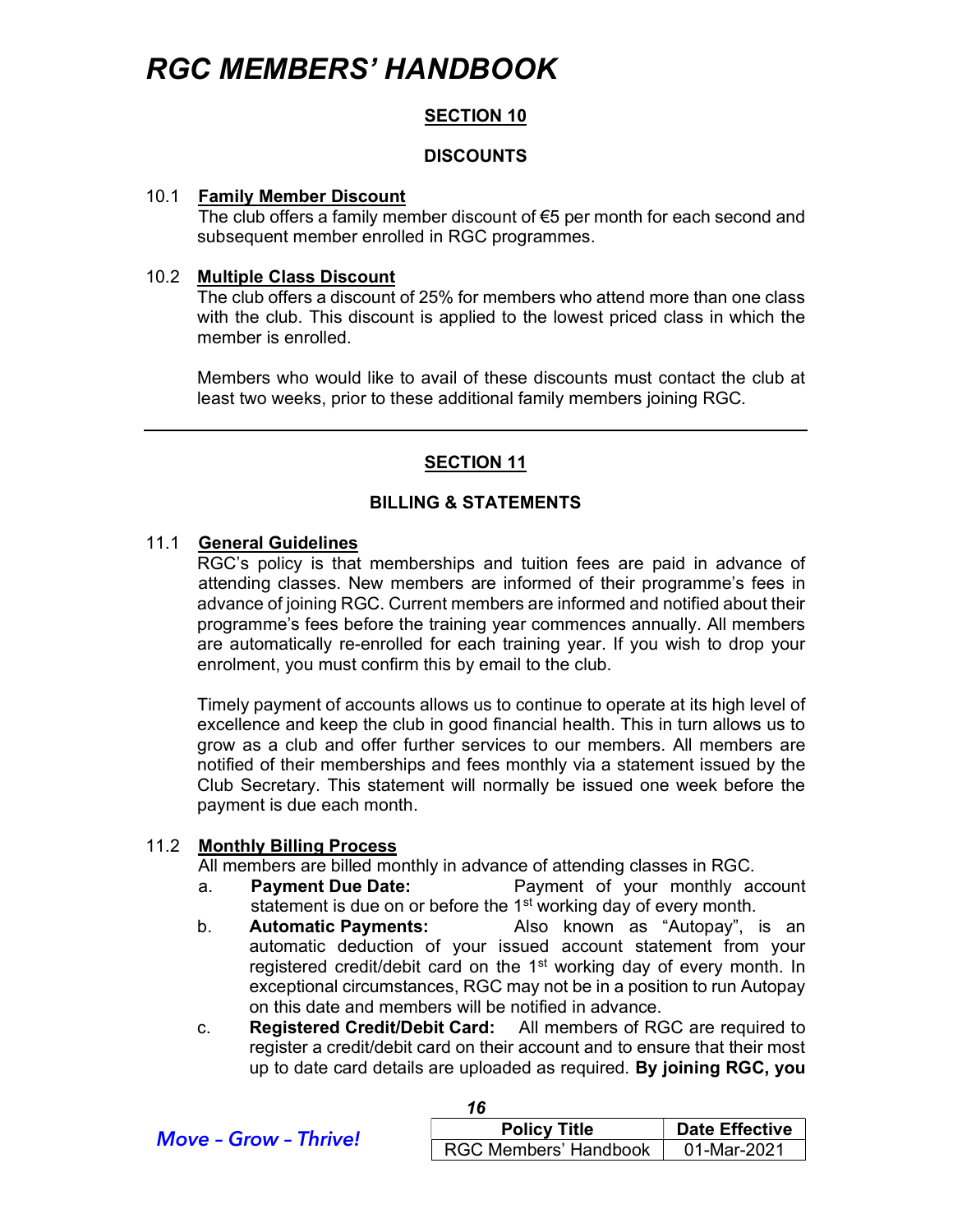## SECTION 10

### DISCOUNTS

10.1 **Family Member Discount**
The club offers a family member discount of €5 per month for each second and subsequent member enrolled in RGC programmes.

10.2 **Multiple Class Discount**
The club offers a discount of 25% for members who attend more than one class with the club. This discount is applied to the lowest priced class in which the member is enrolled.

Members who would like to avail of these discounts must contact the club at least two weeks, prior to these additional family members joining RGC.

---

## SECTION 11

### BILLING & STATEMENTS

11.1 **General Guidelines**
RGC's policy is that memberships and tuition fees are paid in advance of attending classes. New members are informed of their programme's fees in advance of joining RGC. Current members are informed and notified about their programme's fees before the training year commences annually. All members are automatically re-enrolled for each training year. If you wish to drop your enrolment, you must confirm this by email to the club.

Timely payment of accounts allows us to continue to operate at its high level of excellence and keep the club in good financial health. This in turn allows us to grow as a club and offer further services to our members. All members are notified of their memberships and fees monthly via a statement issued by the Club Secretary. This statement will normally be issued one week before the payment is due each month.

11.2 **Monthly Billing Process**
All members are billed monthly in advance of attending classes in RGC.

a. **Payment Due Date:** Payment of your monthly account statement is due on or before the 1st working day of every month.

b. **Automatic Payments:** Also known as "Autopay", is an automatic deduction of your issued account statement from your registered credit/debit card on the 1st working day of every month. In exceptional circumstances, RGC may not be in a position to run Autopay on this date and members will be notified in advance.

c. **Registered Credit/Debit Card:** All members of RGC are required to register a credit/debit card on their account and to ensure that their most up to date card details are uploaded as required. **By joining RGC, you**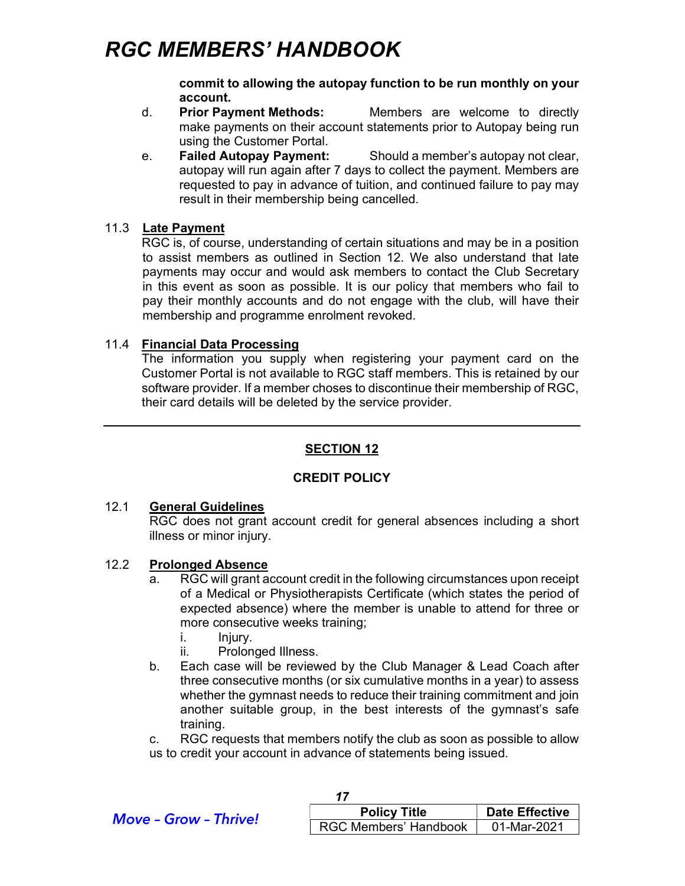**commit to allowing the autopay function to be run monthly on your account.**

d. **Prior Payment Methods:** Members are welcome to directly make payments on their account statements prior to Autopay being run using the Customer Portal.

e. **Failed Autopay Payment:** Should a member's autopay not clear, autopay will run again after 7 days to collect the payment. Members are requested to pay in advance of tuition, and continued failure to pay may result in their membership being cancelled.

### 11.3 Late Payment

RGC is, of course, understanding of certain situations and may be in a position to assist members as outlined in Section 12. We also understand that late payments may occur and would ask members to contact the Club Secretary in this event as soon as possible. It is our policy that members who fail to pay their monthly accounts and do not engage with the club, will have their membership and programme enrolment revoked.

### 11.4 Financial Data Processing

The information you supply when registering your payment card on the Customer Portal is not available to RGC staff members. This is retained by our software provider. If a member choses to discontinue their membership of RGC, their card details will be deleted by the service provider.

---

## SECTION 12

## CREDIT POLICY

### 12.1 General Guidelines

RGC does not grant account credit for general absences including a short illness or minor injury.

### 12.2 Prolonged Absence

a. RGC will grant account credit in the following circumstances upon receipt of a Medical or Physiotherapists Certificate (which states the period of expected absence) where the member is unable to attend for three or more consecutive weeks training;

   i. Injury.

   ii. Prolonged Illness.

b. Each case will be reviewed by the Club Manager & Lead Coach after three consecutive months (or six cumulative months in a year) to assess whether the gymnast needs to reduce their training commitment and join another suitable group, in the best interests of the gymnast's safe training.

c. RGC requests that members notify the club as soon as possible to allow us to credit your account in advance of statements being issued.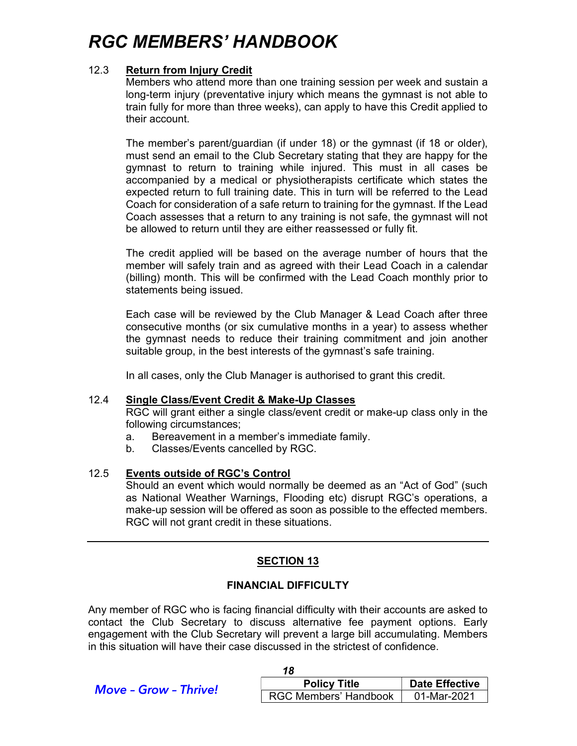### 12.3 Return from Injury Credit

Members who attend more than one training session per week and sustain a long-term injury (preventative injury which means the gymnast is not able to train fully for more than three weeks), can apply to have this Credit applied to their account.

The member's parent/guardian (if under 18) or the gymnast (if 18 or older), must send an email to the Club Secretary stating that they are happy for the gymnast to return to training while injured. This must in all cases be accompanied by a medical or physiotherapists certificate which states the expected return to full training date. This in turn will be referred to the Lead Coach for consideration of a safe return to training for the gymnast. If the Lead Coach assesses that a return to any training is not safe, the gymnast will not be allowed to return until they are either reassessed or fully fit.

The credit applied will be based on the average number of hours that the member will safely train and as agreed with their Lead Coach in a calendar (billing) month. This will be confirmed with the Lead Coach monthly prior to statements being issued.

Each case will be reviewed by the Club Manager & Lead Coach after three consecutive months (or six cumulative months in a year) to assess whether the gymnast needs to reduce their training commitment and join another suitable group, in the best interests of the gymnast's safe training.

In all cases, only the Club Manager is authorised to grant this credit.

### 12.4 Single Class/Event Credit & Make-Up Classes

RGC will grant either a single class/event credit or make-up class only in the following circumstances;

a. Bereavement in a member's immediate family.
b. Classes/Events cancelled by RGC.

### 12.5 Events outside of RGC's Control

Should an event which would normally be deemed as an "Act of God" (such as National Weather Warnings, Flooding etc) disrupt RGC's operations, a make-up session will be offered as soon as possible to the effected members. RGC will not grant credit in these situations.

---

## SECTION 13

### FINANCIAL DIFFICULTY

Any member of RGC who is facing financial difficulty with their accounts are asked to contact the Club Secretary to discuss alternative fee payment options. Early engagement with the Club Secretary will prevent a large bill accumulating. Members in this situation will have their case discussed in the strictest of confidence.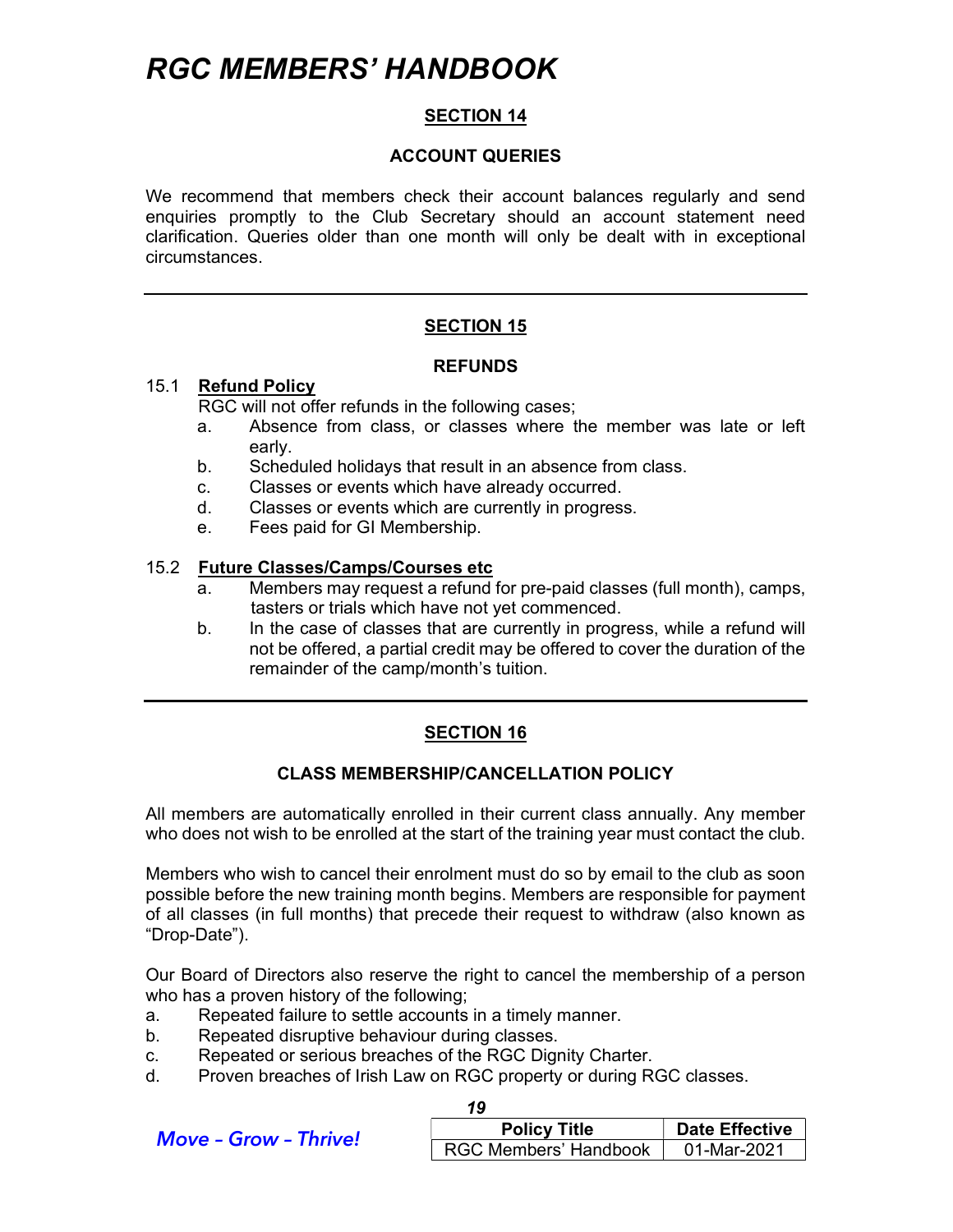## SECTION 14

### ACCOUNT QUERIES

We recommend that members check their account balances regularly and send enquiries promptly to the Club Secretary should an account statement need clarification. Queries older than one month will only be dealt with in exceptional circumstances.

---

## SECTION 15

### REFUNDS

15.1 **Refund Policy**

RGC will not offer refunds in the following cases;

a. Absence from class, or classes where the member was late or left early.
b. Scheduled holidays that result in an absence from class.
c. Classes or events which have already occurred.
d. Classes or events which are currently in progress.
e. Fees paid for GI Membership.

15.2 **Future Classes/Camps/Courses etc**

a. Members may request a refund for pre-paid classes (full month), camps, tasters or trials which have not yet commenced.
b. In the case of classes that are currently in progress, while a refund will not be offered, a partial credit may be offered to cover the duration of the remainder of the camp/month's tuition.

---

## SECTION 16

### CLASS MEMBERSHIP/CANCELLATION POLICY

All members are automatically enrolled in their current class annually. Any member who does not wish to be enrolled at the start of the training year must contact the club.

Members who wish to cancel their enrolment must do so by email to the club as soon possible before the new training month begins. Members are responsible for payment of all classes (in full months) that precede their request to withdraw (also known as "Drop-Date").

Our Board of Directors also reserve the right to cancel the membership of a person who has a proven history of the following;

a. Repeated failure to settle accounts in a timely manner.
b. Repeated disruptive behaviour during classes.
c. Repeated or serious breaches of the RGC Dignity Charter.
d. Proven breaches of Irish Law on RGC property or during RGC classes.